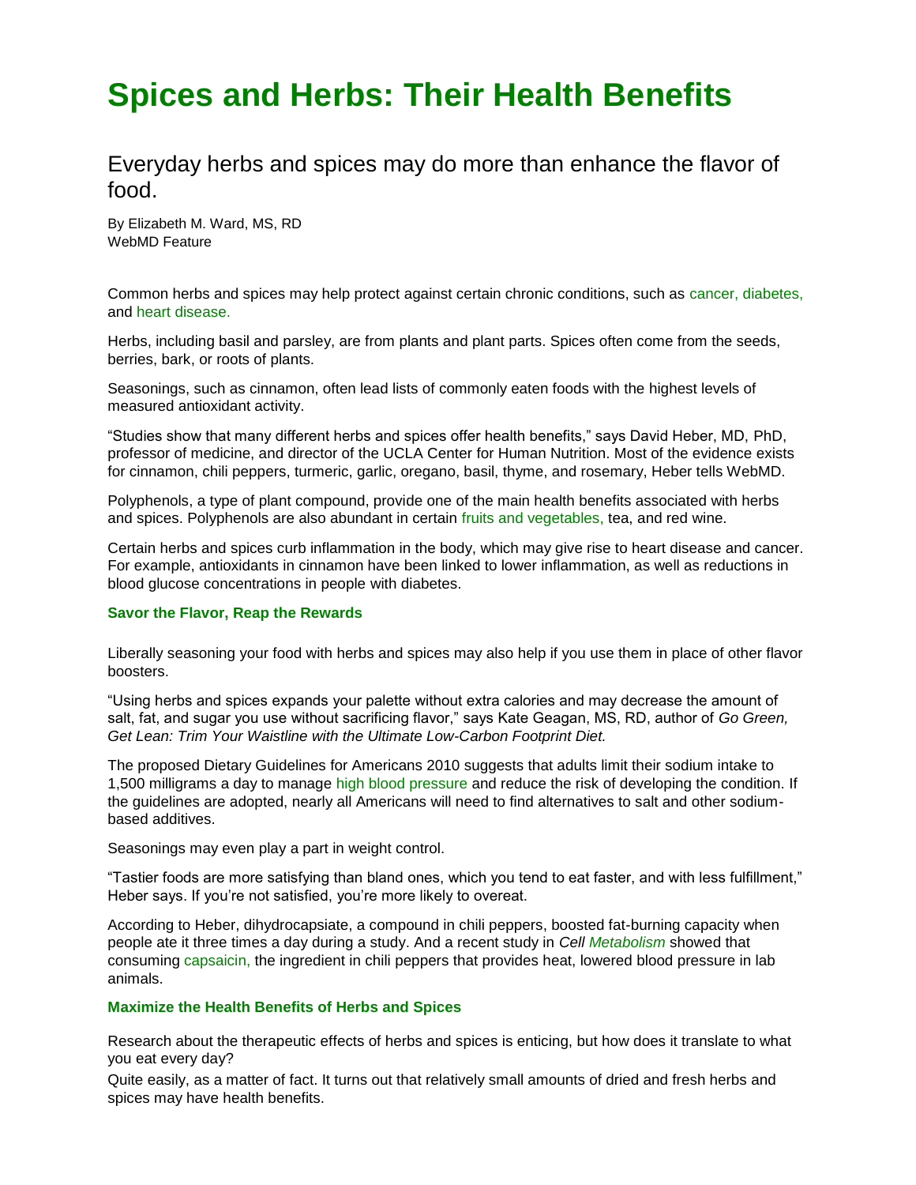# Spices and Herbs: Their Health Benefits

## Everyday herbs and spices may do more than enhance the flavor of food.

By Elizabeth M. Ward, MS, RD
WebMD Feature

Common herbs and spices may help protect against certain chronic conditions, such as cancer, diabetes, and heart disease.

Herbs, including basil and parsley, are from plants and plant parts. Spices often come from the seeds, berries, bark, or roots of plants.

Seasonings, such as cinnamon, often lead lists of commonly eaten foods with the highest levels of measured antioxidant activity.

"Studies show that many different herbs and spices offer health benefits," says David Heber, MD, PhD, professor of medicine, and director of the UCLA Center for Human Nutrition. Most of the evidence exists for cinnamon, chili peppers, turmeric, garlic, oregano, basil, thyme, and rosemary, Heber tells WebMD.

Polyphenols, a type of plant compound, provide one of the main health benefits associated with herbs and spices. Polyphenols are also abundant in certain fruits and vegetables, tea, and red wine.

Certain herbs and spices curb inflammation in the body, which may give rise to heart disease and cancer. For example, antioxidants in cinnamon have been linked to lower inflammation, as well as reductions in blood glucose concentrations in people with diabetes.

### Savor the Flavor, Reap the Rewards

Liberally seasoning your food with herbs and spices may also help if you use them in place of other flavor boosters.

"Using herbs and spices expands your palette without extra calories and may decrease the amount of salt, fat, and sugar you use without sacrificing flavor," says Kate Geagan, MS, RD, author of *Go Green, Get Lean: Trim Your Waistline with the Ultimate Low-Carbon Footprint Diet.*

The proposed Dietary Guidelines for Americans 2010 suggests that adults limit their sodium intake to 1,500 milligrams a day to manage high blood pressure and reduce the risk of developing the condition. If the guidelines are adopted, nearly all Americans will need to find alternatives to salt and other sodium-based additives.

Seasonings may even play a part in weight control.

"Tastier foods are more satisfying than bland ones, which you tend to eat faster, and with less fulfillment," Heber says. If you're not satisfied, you're more likely to overeat.

According to Heber, dihydrocapsiate, a compound in chili peppers, boosted fat-burning capacity when people ate it three times a day during a study. And a recent study in *Cell Metabolism* showed that consuming capsaicin, the ingredient in chili peppers that provides heat, lowered blood pressure in lab animals.

### Maximize the Health Benefits of Herbs and Spices

Research about the therapeutic effects of herbs and spices is enticing, but how does it translate to what you eat every day?

Quite easily, as a matter of fact. It turns out that relatively small amounts of dried and fresh herbs and spices may have health benefits.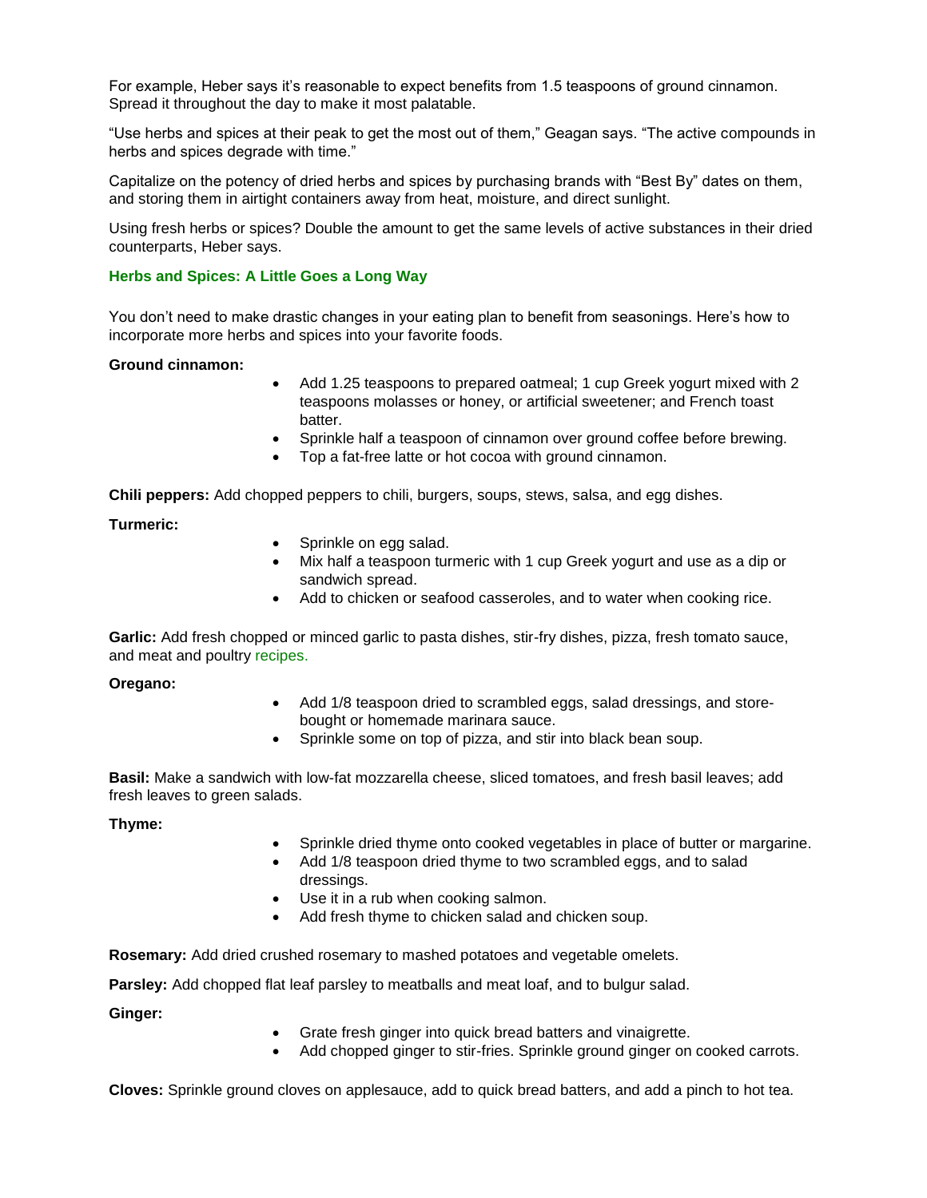For example, Heber says it's reasonable to expect benefits from 1.5 teaspoons of ground cinnamon. Spread it throughout the day to make it most palatable.

"Use herbs and spices at their peak to get the most out of them," Geagan says. "The active compounds in herbs and spices degrade with time."

Capitalize on the potency of dried herbs and spices by purchasing brands with "Best By" dates on them, and storing them in airtight containers away from heat, moisture, and direct sunlight.

Using fresh herbs or spices? Double the amount to get the same levels of active substances in their dried counterparts, Heber says.

### Herbs and Spices: A Little Goes a Long Way

You don't need to make drastic changes in your eating plan to benefit from seasonings. Here's how to incorporate more herbs and spices into your favorite foods.

**Ground cinnamon:**

- Add 1.25 teaspoons to prepared oatmeal; 1 cup Greek yogurt mixed with 2 teaspoons molasses or honey, or artificial sweetener; and French toast batter.
- Sprinkle half a teaspoon of cinnamon over ground coffee before brewing.
- Top a fat-free latte or hot cocoa with ground cinnamon.

**Chili peppers:** Add chopped peppers to chili, burgers, soups, stews, salsa, and egg dishes.

**Turmeric:**

- Sprinkle on egg salad.
- Mix half a teaspoon turmeric with 1 cup Greek yogurt and use as a dip or sandwich spread.
- Add to chicken or seafood casseroles, and to water when cooking rice.

**Garlic:** Add fresh chopped or minced garlic to pasta dishes, stir-fry dishes, pizza, fresh tomato sauce, and meat and poultry recipes.

**Oregano:**

- Add 1/8 teaspoon dried to scrambled eggs, salad dressings, and store-bought or homemade marinara sauce.
- Sprinkle some on top of pizza, and stir into black bean soup.

**Basil:** Make a sandwich with low-fat mozzarella cheese, sliced tomatoes, and fresh basil leaves; add fresh leaves to green salads.

**Thyme:**

- Sprinkle dried thyme onto cooked vegetables in place of butter or margarine.
- Add 1/8 teaspoon dried thyme to two scrambled eggs, and to salad dressings.
- Use it in a rub when cooking salmon.
- Add fresh thyme to chicken salad and chicken soup.

**Rosemary:** Add dried crushed rosemary to mashed potatoes and vegetable omelets.

**Parsley:** Add chopped flat leaf parsley to meatballs and meat loaf, and to bulgur salad.

**Ginger:**

- Grate fresh ginger into quick bread batters and vinaigrette.
- Add chopped ginger to stir-fries. Sprinkle ground ginger on cooked carrots.

**Cloves:** Sprinkle ground cloves on applesauce, add to quick bread batters, and add a pinch to hot tea.